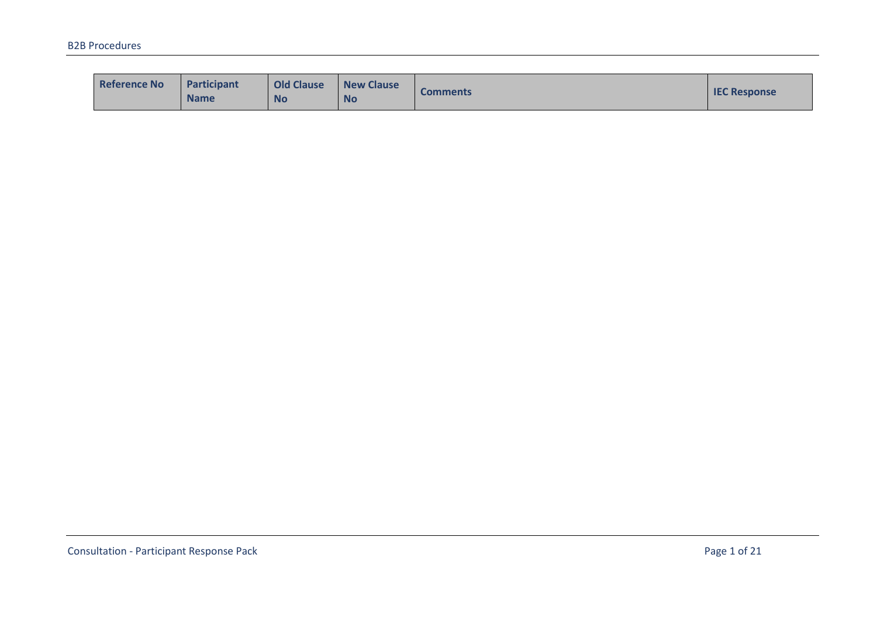| Reference No | Participant Name | Old Clause No | New Clause No | Comments | IEC Response |
|---|---|---|---|---|---|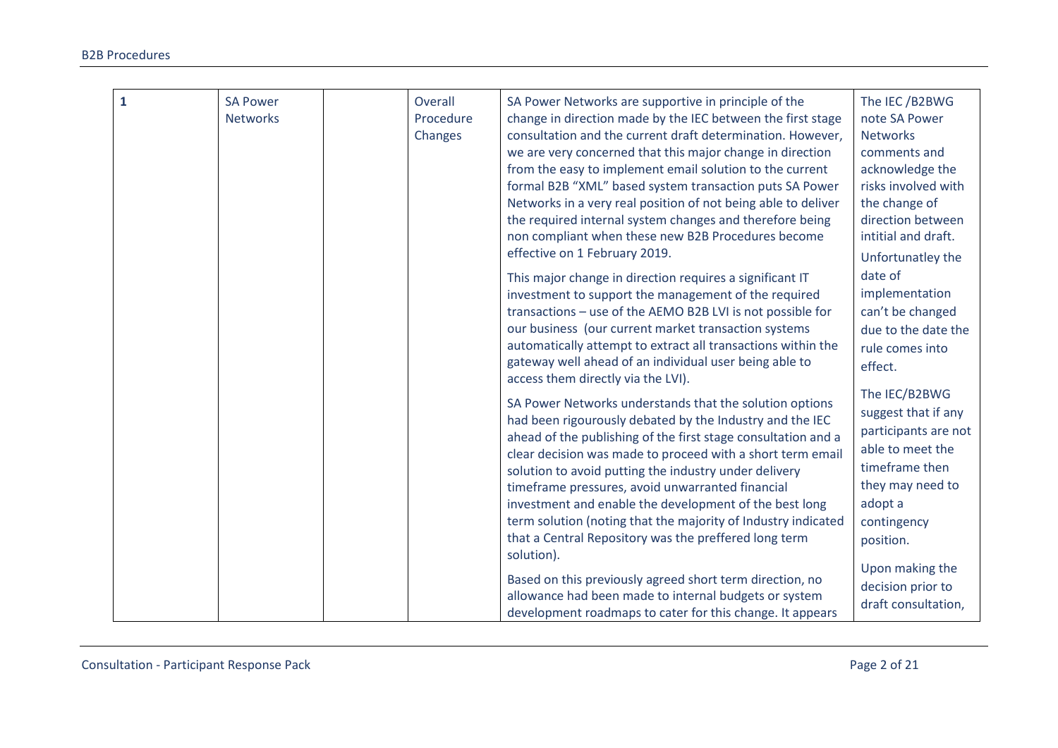| 1 | SA Power Networks | | Overall Procedure Changes | SA Power Networks are supportive in principle of the change in direction made by the IEC between the first stage consultation and the current draft determination. However, we are very concerned that this major change in direction from the easy to implement email solution to the current formal B2B "XML" based system transaction puts SA Power Networks in a very real position of not being able to deliver the required internal system changes and therefore being non compliant when these new B2B Procedures become effective on 1 February 2019.<br><br>This major change in direction requires a significant IT investment to support the management of the required transactions – use of the AEMO B2B LVI is not possible for our business (our current market transaction systems automatically attempt to extract all transactions within the gateway well ahead of an individual user being able to access them directly via the LVI).<br><br>SA Power Networks understands that the solution options had been rigourously debated by the Industry and the IEC ahead of the publishing of the first stage consultation and a clear decision was made to proceed with a short term email solution to avoid putting the industry under delivery timeframe pressures, avoid unwarranted financial investment and enable the development of the best long term solution (noting that the majority of Industry indicated that a Central Repository was the preffered long term solution).<br><br>Based on this previously agreed short term direction, no allowance had been made to internal budgets or system development roadmaps to cater for this change. It appears | The IEC /B2BWG note SA Power Networks comments and acknowledge the risks involved with the change of direction between intitial and draft.<br><br>Unfortunatley the date of implementation can't be changed due to the date the rule comes into effect.<br><br>The IEC/B2BWG suggest that if any participants are not able to meet the timeframe then they may need to adopt a contingency position.<br><br>Upon making the decision prior to draft consultation, |
|---|---|---|---|---|---|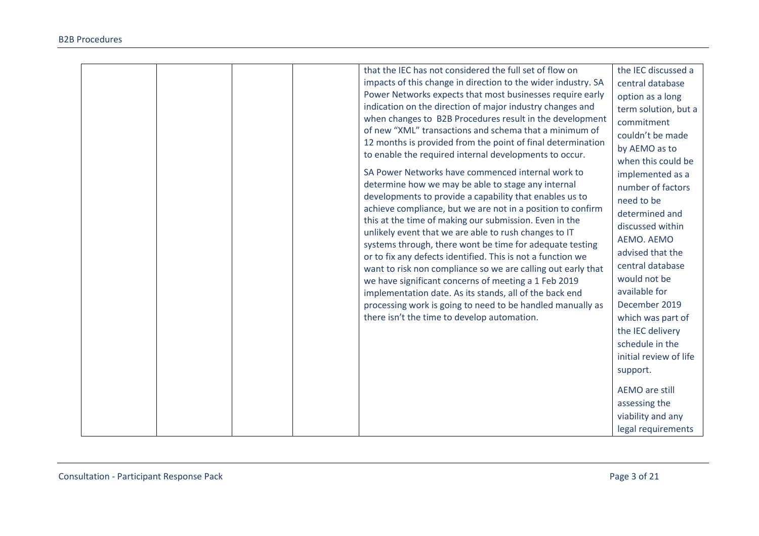| | | | | | |
|---|---|---|---|---|---|
| | | | | that the IEC has not considered the full set of flow on impacts of this change in direction to the wider industry. SA Power Networks expects that most businesses require early indication on the direction of major industry changes and when changes to B2B Procedures result in the development of new "XML" transactions and schema that a minimum of 12 months is provided from the point of final determination to enable the required internal developments to occur.<br><br>SA Power Networks have commenced internal work to determine how we may be able to stage any internal developments to provide a capability that enables us to achieve compliance, but we are not in a position to confirm this at the time of making our submission. Even in the unlikely event that we are able to rush changes to IT systems through, there wont be time for adequate testing or to fix any defects identified. This is not a function we want to risk non compliance so we are calling out early that we have significant concerns of meeting a 1 Feb 2019 implementation date. As its stands, all of the back end processing work is going to need to be handled manually as there isn't the time to develop automation. | the IEC discussed a central database option as a long term solution, but a commitment couldn't be made by AEMO as to when this could be implemented as a number of factors need to be determined and discussed within AEMO. AEMO advised that the central database would not be available for December 2019 which was part of the IEC delivery schedule in the initial review of life support.<br><br>AEMO are still assessing the viability and any legal requirements |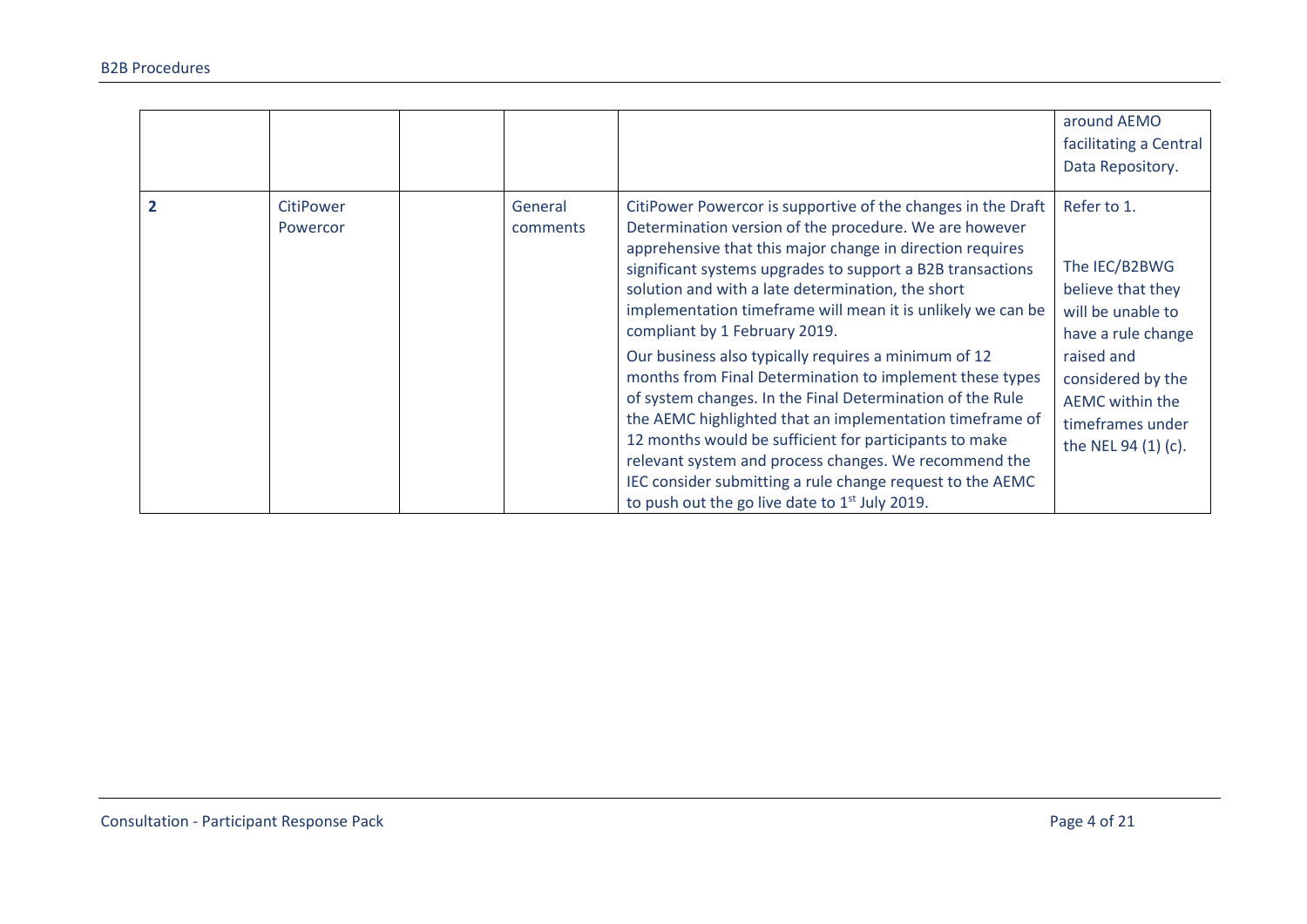| | | | | | |
|---|---|---|---|---|---|
| | | | | | around AEMO facilitating a Central Data Repository. |
| **2** | CitiPower Powercor | | General comments | CitiPower Powercor is supportive of the changes in the Draft Determination version of the procedure. We are however apprehensive that this major change in direction requires significant systems upgrades to support a B2B transactions solution and with a late determination, the short implementation timeframe will mean it is unlikely we can be compliant by 1 February 2019.<br><br>Our business also typically requires a minimum of 12 months from Final Determination to implement these types of system changes. In the Final Determination of the Rule the AEMC highlighted that an implementation timeframe of 12 months would be sufficient for participants to make relevant system and process changes. We recommend the IEC consider submitting a rule change request to the AEMC to push out the go live date to 1st July 2019. | Refer to 1.<br><br>The IEC/B2BWG believe that they will be unable to have a rule change raised and considered by the AEMC within the timeframes under the NEL 94 (1) (c). |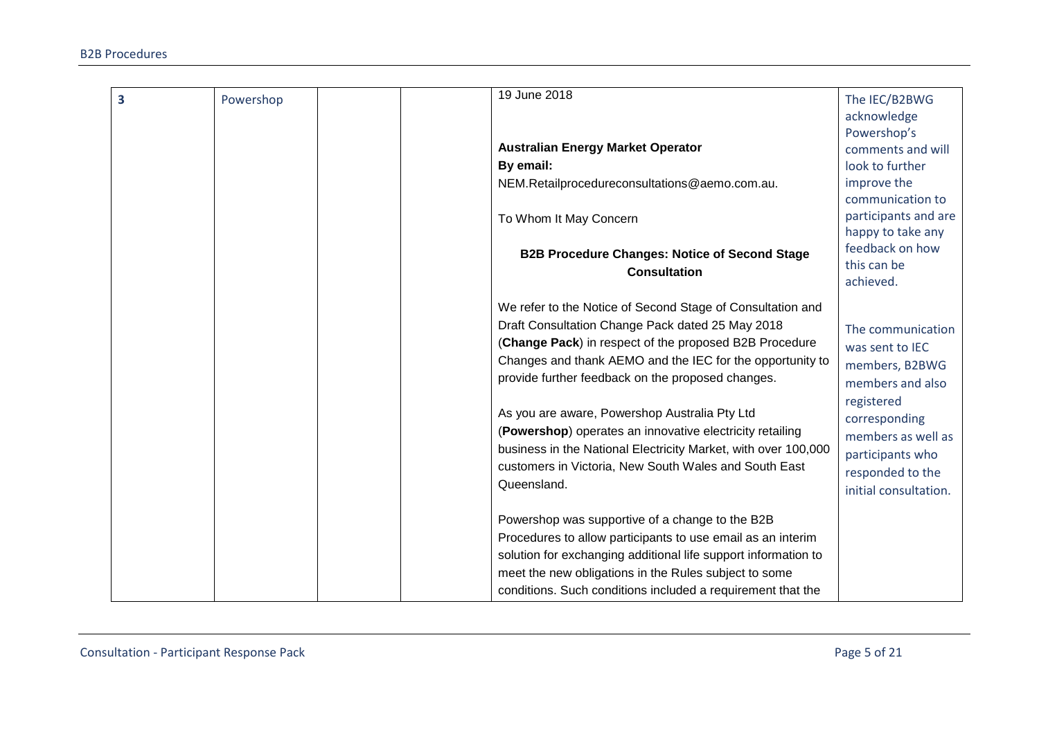| 3 | Powershop | | | 19 June 2018<br><br>**Australian Energy Market Operator**<br>**By email:**<br>NEM.Retailprocedureconsultations@aemo.com.au.<br><br>To Whom It May Concern<br><br>**B2B Procedure Changes: Notice of Second Stage Consultation**<br><br>We refer to the Notice of Second Stage of Consultation and Draft Consultation Change Pack dated 25 May 2018 (**Change Pack**) in respect of the proposed B2B Procedure Changes and thank AEMO and the IEC for the opportunity to provide further feedback on the proposed changes.<br><br>As you are aware, Powershop Australia Pty Ltd (**Powershop**) operates an innovative electricity retailing business in the National Electricity Market, with over 100,000 customers in Victoria, New South Wales and South East Queensland.<br><br>Powershop was supportive of a change to the B2B Procedures to allow participants to use email as an interim solution for exchanging additional life support information to meet the new obligations in the Rules subject to some conditions. Such conditions included a requirement that the | The IEC/B2BWG acknowledge Powershop's comments and will look to further improve the communication to participants and are happy to take any feedback on how this can be achieved.<br><br>The communication was sent to IEC members, B2BWG members and also registered corresponding members as well as participants who responded to the initial consultation. |
|---|---|---|---|---|---|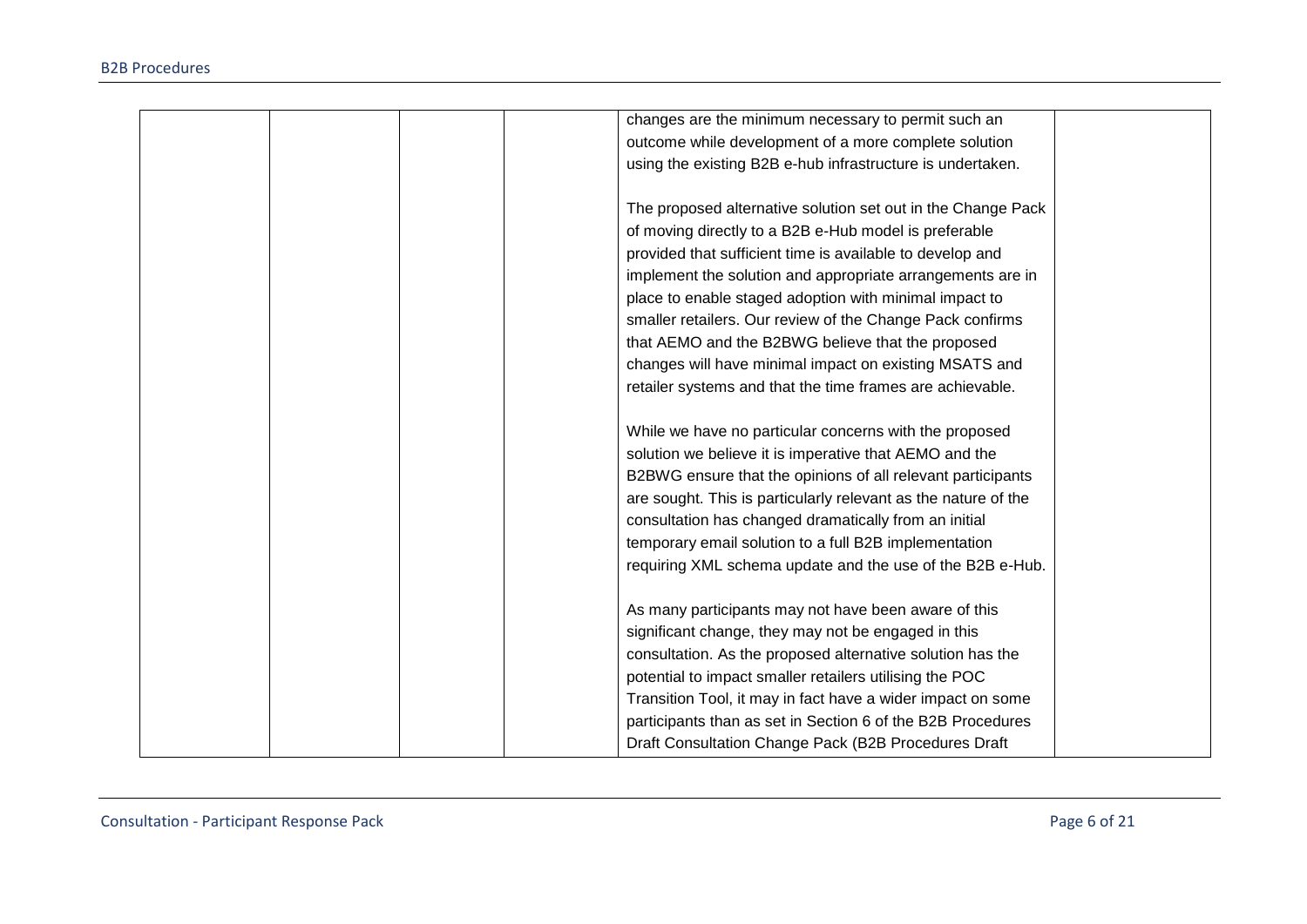| | | | | | |
|---|---|---|---|---|---|
| | | | | changes are the minimum necessary to permit such an outcome while development of a more complete solution using the existing B2B e-hub infrastructure is undertaken.<br><br>The proposed alternative solution set out in the Change Pack of moving directly to a B2B e-Hub model is preferable provided that sufficient time is available to develop and implement the solution and appropriate arrangements are in place to enable staged adoption with minimal impact to smaller retailers. Our review of the Change Pack confirms that AEMO and the B2BWG believe that the proposed changes will have minimal impact on existing MSATS and retailer systems and that the time frames are achievable.<br><br>While we have no particular concerns with the proposed solution we believe it is imperative that AEMO and the B2BWG ensure that the opinions of all relevant participants are sought. This is particularly relevant as the nature of the consultation has changed dramatically from an initial temporary email solution to a full B2B implementation requiring XML schema update and the use of the B2B e-Hub.<br><br>As many participants may not have been aware of this significant change, they may not be engaged in this consultation. As the proposed alternative solution has the potential to impact smaller retailers utilising the POC Transition Tool, it may in fact have a wider impact on some participants than as set in Section 6 of the B2B Procedures Draft Consultation Change Pack (B2B Procedures Draft | |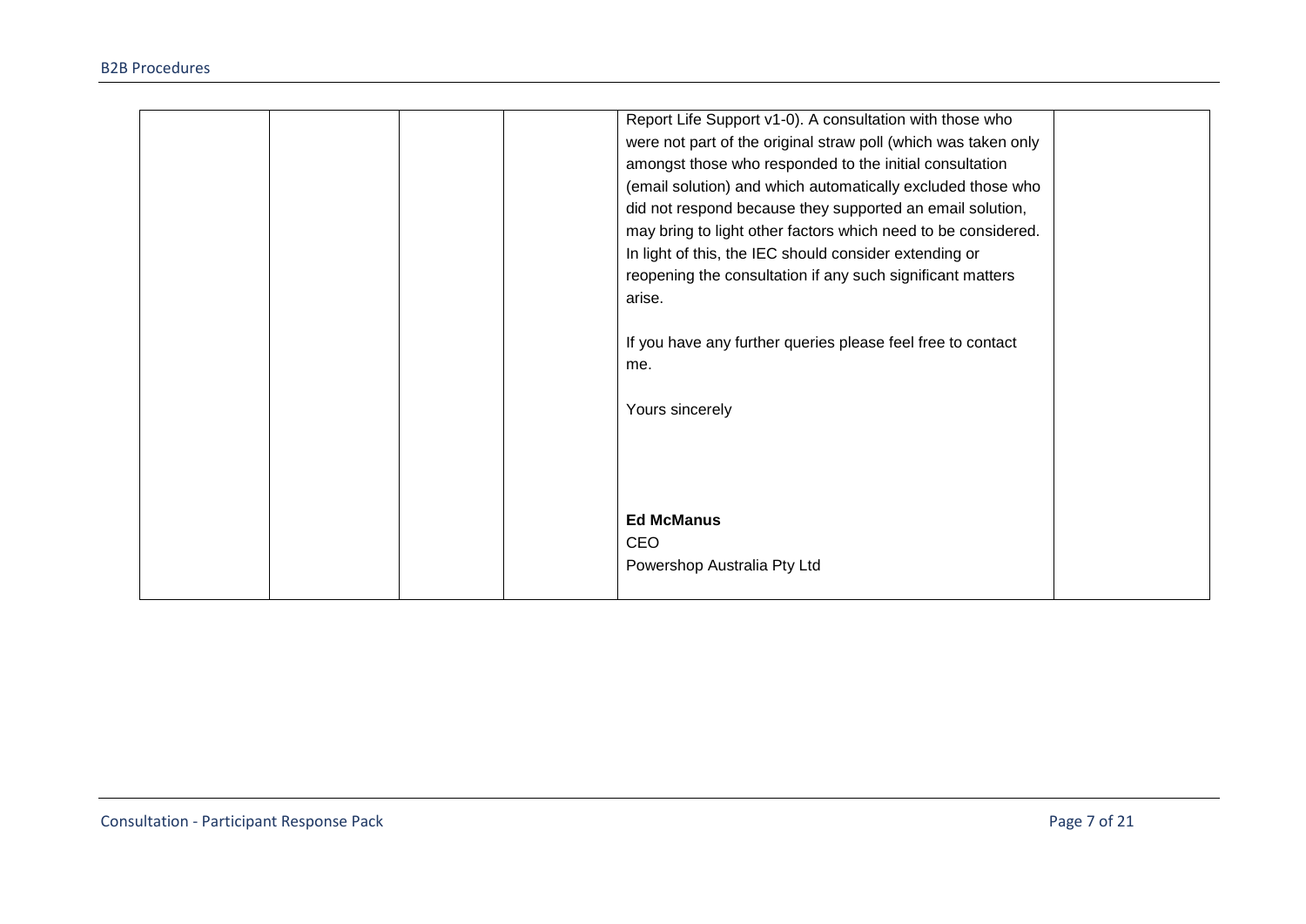|  |  |  |  | Report Life Support v1-0). A consultation with those who were not part of the original straw poll (which was taken only amongst those who responded to the initial consultation (email solution) and which automatically excluded those who did not respond because they supported an email solution, may bring to light other factors which need to be considered. In light of this, the IEC should consider extending or reopening the consultation if any such significant matters arise.<br><br>If you have any further queries please feel free to contact me.<br><br>Yours sincerely<br><br><br><br>**Ed McManus**<br>CEO<br>Powershop Australia Pty Ltd |  |
|---|---|---|---|---|---|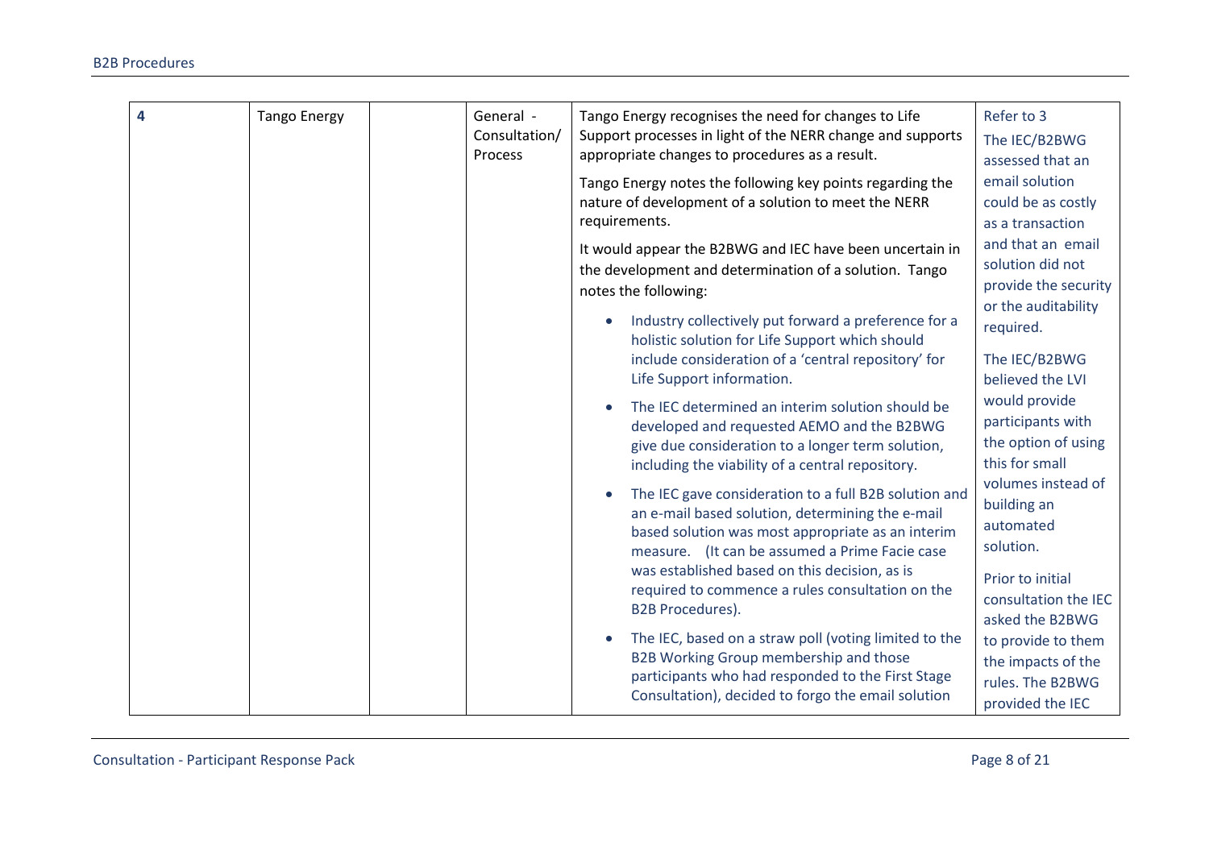| 4 | Tango Energy | | General - Consultation/ Process | Tango Energy recognises the need for changes to Life Support processes in light of the NERR change and supports appropriate changes to procedures as a result.<br><br>Tango Energy notes the following key points regarding the nature of development of a solution to meet the NERR requirements.<br><br>It would appear the B2BWG and IEC have been uncertain in the development and determination of a solution. Tango notes the following:<br><br>• Industry collectively put forward a preference for a holistic solution for Life Support which should include consideration of a 'central repository' for Life Support information.<br>• The IEC determined an interim solution should be developed and requested AEMO and the B2BWG give due consideration to a longer term solution, including the viability of a central repository.<br>• The IEC gave consideration to a full B2B solution and an e-mail based solution, determining the e-mail based solution was most appropriate as an interim measure. (It can be assumed a Prime Facie case was established based on this decision, as is required to commence a rules consultation on the B2B Procedures).<br>• The IEC, based on a straw poll (voting limited to the B2B Working Group membership and those participants who had responded to the First Stage Consultation), decided to forgo the email solution | Refer to 3<br><br>The IEC/B2BWG assessed that an email solution could be as costly as a transaction and that an email solution did not provide the security or the auditability required.<br><br>The IEC/B2BWG believed the LVI would provide participants with the option of using this for small volumes instead of building an automated solution.<br><br>Prior to initial consultation the IEC asked the B2BWG to provide to them the impacts of the rules. The B2BWG provided the IEC |
|---|---|---|---|---|---|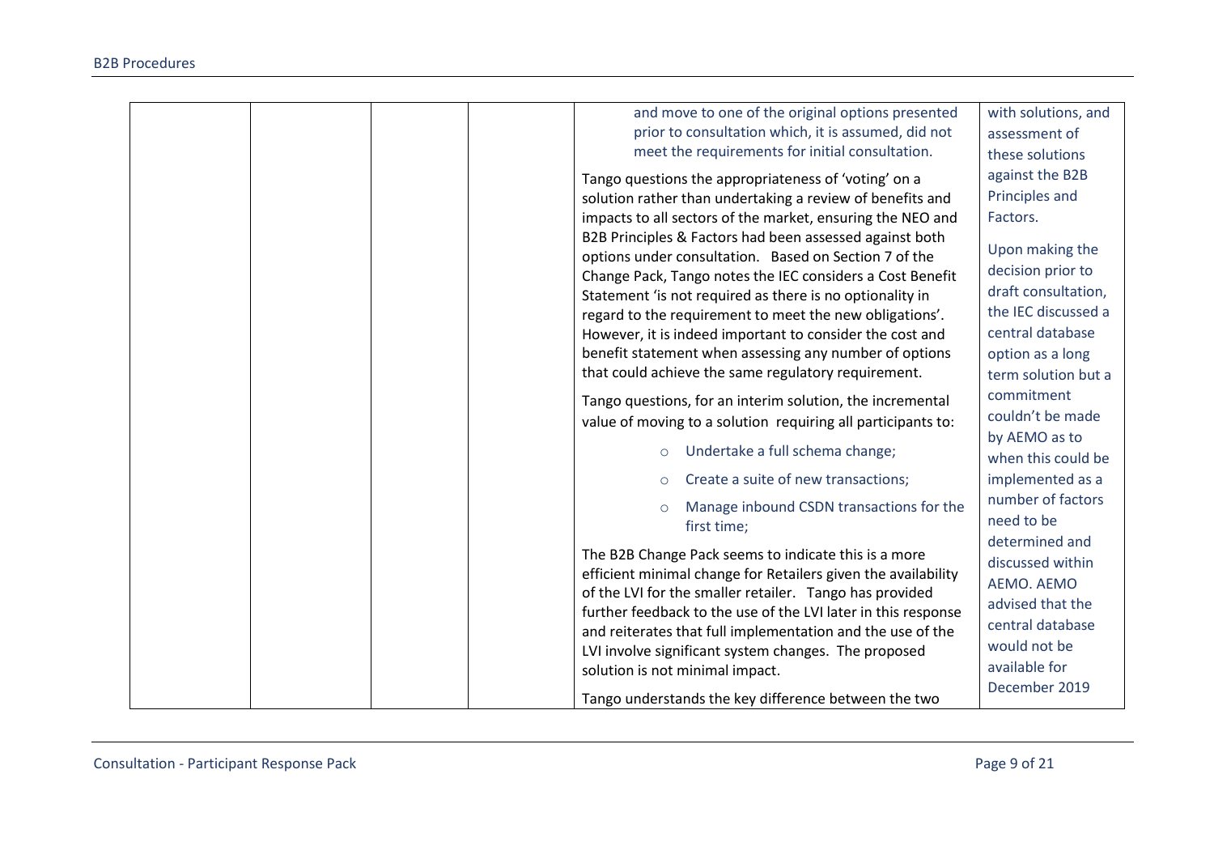| | | | | and move to one of the original options presented prior to consultation which, it is assumed, did not meet the requirements for initial consultation.<br><br>Tango questions the appropriateness of 'voting' on a solution rather than undertaking a review of benefits and impacts to all sectors of the market, ensuring the NEO and B2B Principles & Factors had been assessed against both options under consultation. Based on Section 7 of the Change Pack, Tango notes the IEC considers a Cost Benefit Statement 'is not required as there is no optionality in regard to the requirement to meet the new obligations'. However, it is indeed important to consider the cost and benefit statement when assessing any number of options that could achieve the same regulatory requirement.<br><br>Tango questions, for an interim solution, the incremental value of moving to a solution requiring all participants to:<br><br>- Undertake a full schema change;<br>- Create a suite of new transactions;<br>- Manage inbound CSDN transactions for the first time;<br><br>The B2B Change Pack seems to indicate this is a more efficient minimal change for Retailers given the availability of the LVI for the smaller retailer. Tango has provided further feedback to the use of the LVI later in this response and reiterates that full implementation and the use of the LVI involve significant system changes. The proposed solution is not minimal impact.<br><br>Tango understands the key difference between the two | with solutions, and assessment of these solutions against the B2B Principles and Factors.<br><br>Upon making the decision prior to draft consultation, the IEC discussed a central database option as a long term solution but a commitment couldn't be made by AEMO as to when this could be implemented as a number of factors need to be determined and discussed within AEMO. AEMO advised that the central database would not be available for December 2019 |
|---|---|---|---|---|---|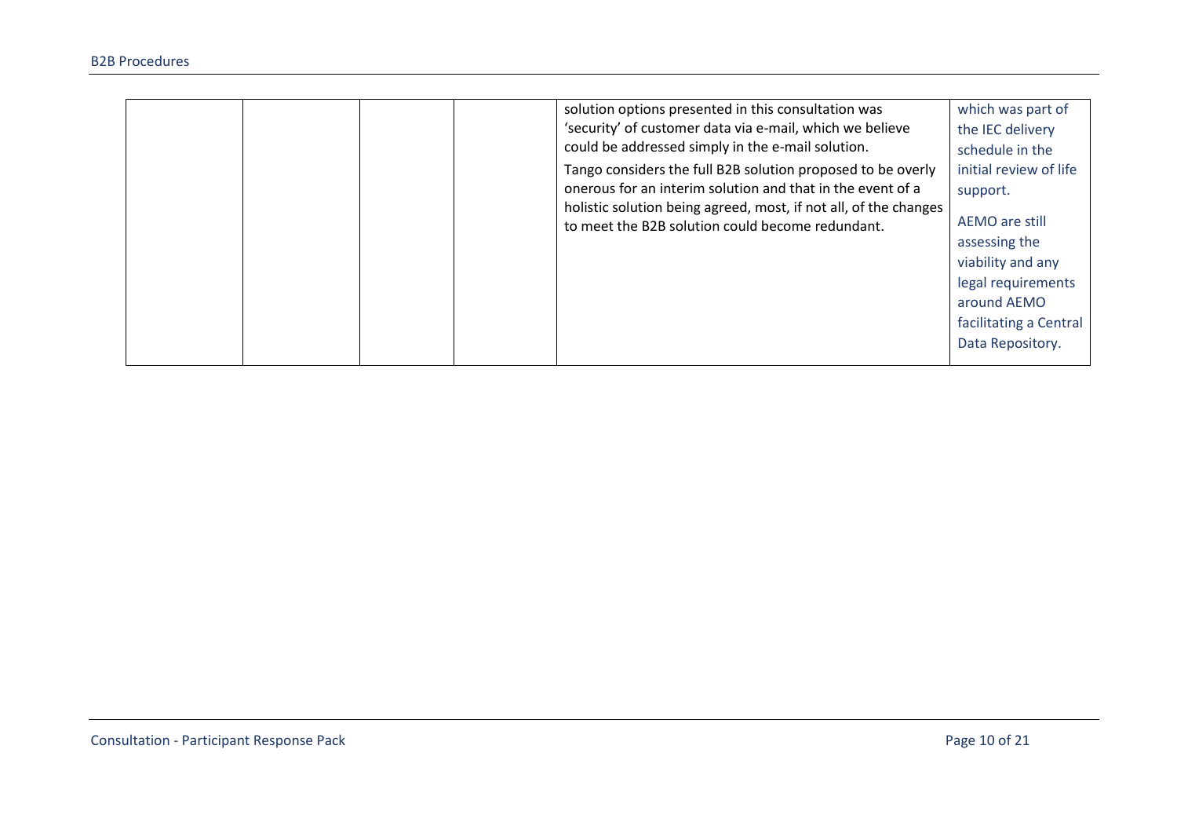|  |  |  |  |  |  |
|---|---|---|---|---|---|
|  |  |  |  | solution options presented in this consultation was 'security' of customer data via e-mail, which we believe could be addressed simply in the e-mail solution.<br><br>Tango considers the full B2B solution proposed to be overly onerous for an interim solution and that in the event of a holistic solution being agreed, most, if not all, of the changes to meet the B2B solution could become redundant. | which was part of the IEC delivery schedule in the initial review of life support.<br><br>AEMO are still assessing the viability and any legal requirements around AEMO facilitating a Central Data Repository. |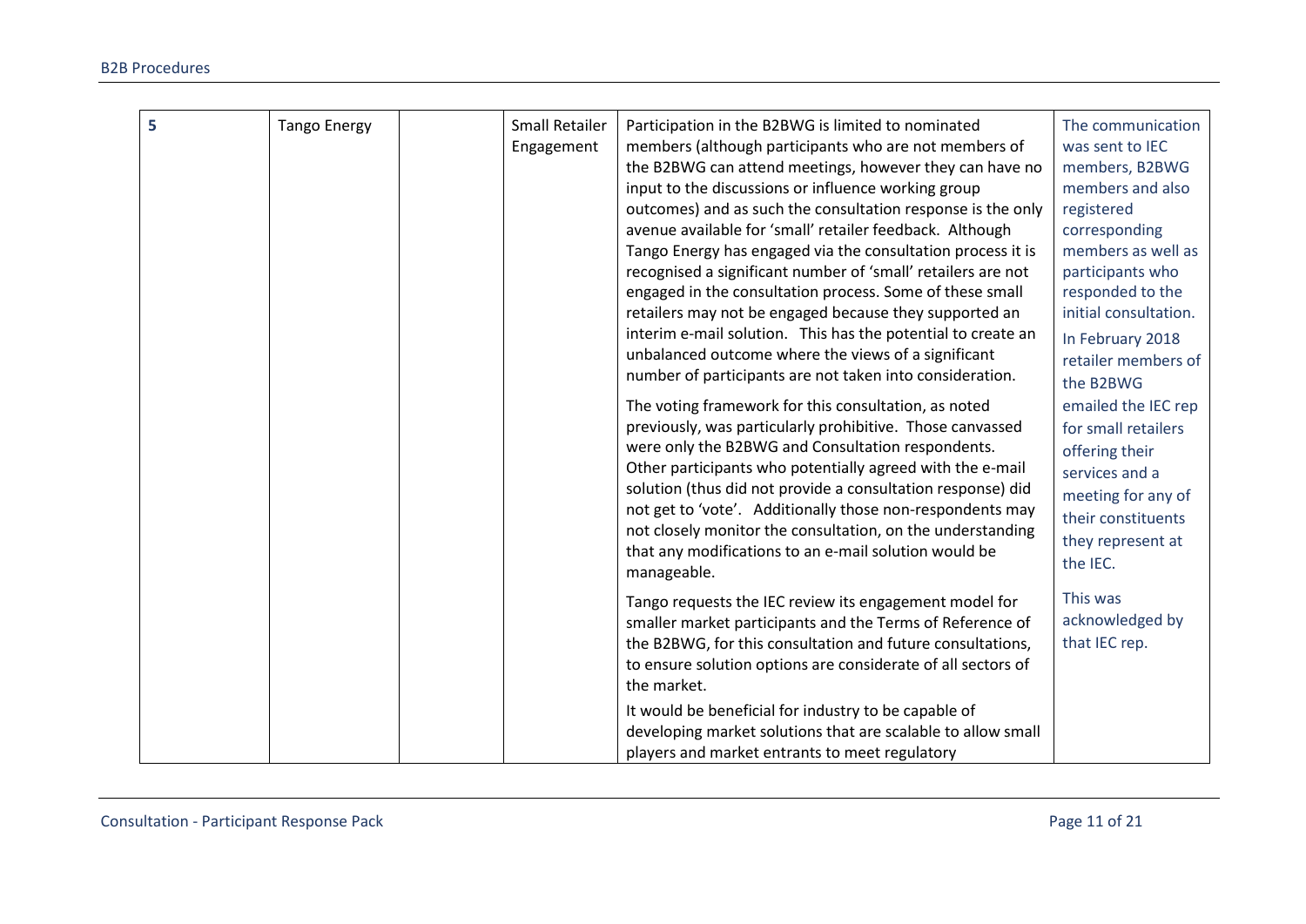| 5 | Tango Energy | | Small Retailer Engagement | Participation in the B2BWG is limited to nominated members (although participants who are not members of the B2BWG can attend meetings, however they can have no input to the discussions or influence working group outcomes) and as such the consultation response is the only avenue available for 'small' retailer feedback. Although Tango Energy has engaged via the consultation process it is recognised a significant number of 'small' retailers are not engaged in the consultation process. Some of these small retailers may not be engaged because they supported an interim e-mail solution. This has the potential to create an unbalanced outcome where the views of a significant number of participants are not taken into consideration.<br><br>The voting framework for this consultation, as noted previously, was particularly prohibitive. Those canvassed were only the B2BWG and Consultation respondents. Other participants who potentially agreed with the e-mail solution (thus did not provide a consultation response) did not get to 'vote'. Additionally those non-respondents may not closely monitor the consultation, on the understanding that any modifications to an e-mail solution would be manageable.<br><br>Tango requests the IEC review its engagement model for smaller market participants and the Terms of Reference of the B2BWG, for this consultation and future consultations, to ensure solution options are considerate of all sectors of the market.<br><br>It would be beneficial for industry to be capable of developing market solutions that are scalable to allow small players and market entrants to meet regulatory | The communication was sent to IEC members, B2BWG members and also registered corresponding members as well as participants who responded to the initial consultation.<br><br>In February 2018 retailer members of the B2BWG emailed the IEC rep for small retailers offering their services and a meeting for any of their constituents they represent at the IEC.<br><br>This was acknowledged by that IEC rep. |
|---|---|---|---|---|---|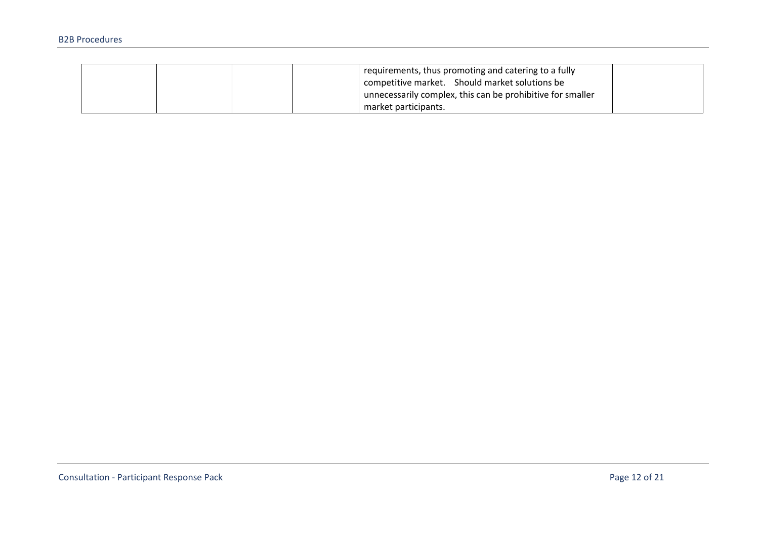|  |  |  |  |  |  |
|---|---|---|---|---|---|
|  |  |  |  | requirements, thus promoting and catering to a fully competitive market. Should market solutions be unnecessarily complex, this can be prohibitive for smaller market participants. |  |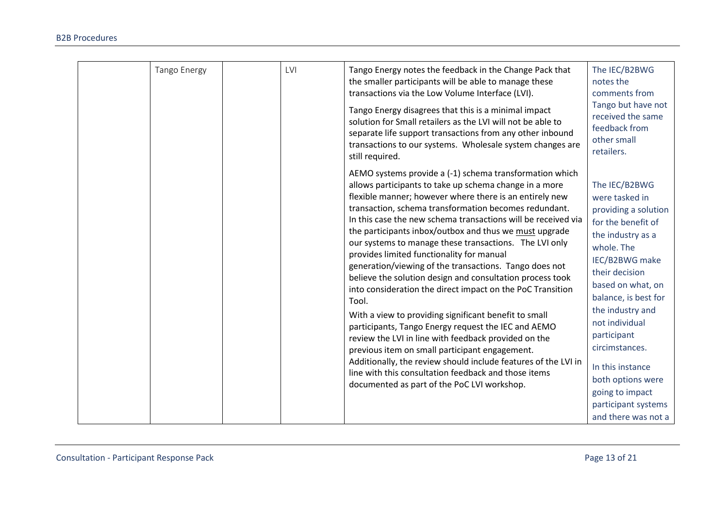| | | | | | |
|---|---|---|---|---|---|
| | Tango Energy | | LVI | Tango Energy notes the feedback in the Change Pack that the smaller participants will be able to manage these transactions via the Low Volume Interface (LVI).<br><br>Tango Energy disagrees that this is a minimal impact solution for Small retailers as the LVI will not be able to separate life support transactions from any other inbound transactions to our systems. Wholesale system changes are still required.<br><br>AEMO systems provide a (-1) schema transformation which allows participants to take up schema change in a more flexible manner; however where there is an entirely new transaction, schema transformation becomes redundant. In this case the new schema transactions will be received via the participants inbox/outbox and thus we <u>must</u> upgrade our systems to manage these transactions. The LVI only provides limited functionality for manual generation/viewing of the transactions. Tango does not believe the solution design and consultation process took into consideration the direct impact on the PoC Transition Tool.<br><br>With a view to providing significant benefit to small participants, Tango Energy request the IEC and AEMO review the LVI in line with feedback provided on the previous item on small participant engagement. Additionally, the review should include features of the LVI in line with this consultation feedback and those items documented as part of the PoC LVI workshop. | The IEC/B2BWG notes the comments from Tango but have not received the same feedback from other small retailers.<br><br>The IEC/B2BWG were tasked in providing a solution for the benefit of the industry as a whole. The IEC/B2BWG make their decision based on what, on balance, is best for the industry and not individual participant circimstances.<br><br>In this instance both options were going to impact participant systems and there was not a |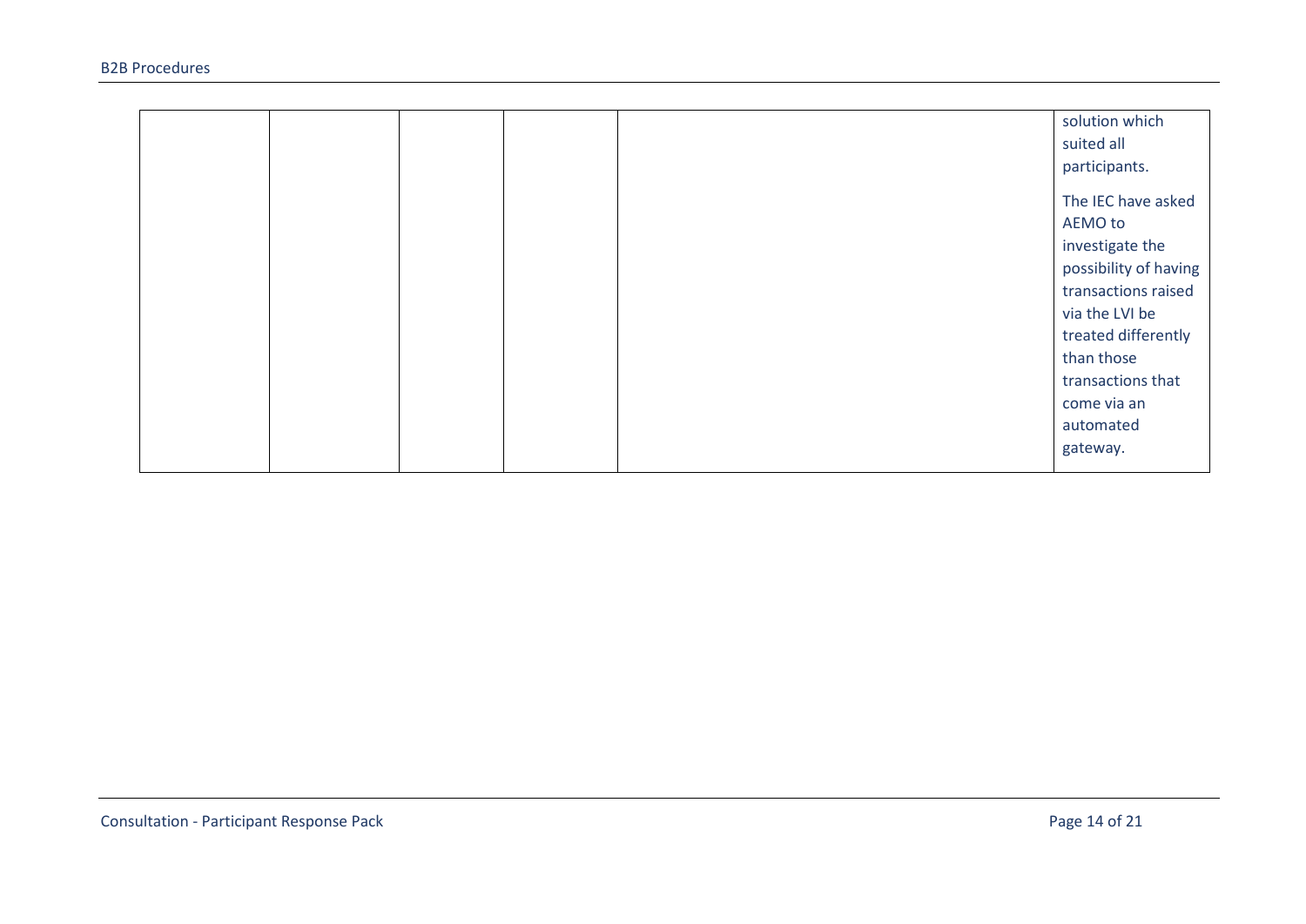| | | | | | |
|---|---|---|---|---|---|
| | | | | | solution which suited all participants.<br><br>The IEC have asked AEMO to investigate the possibility of having transactions raised via the LVI be treated differently than those transactions that come via an automated gateway. |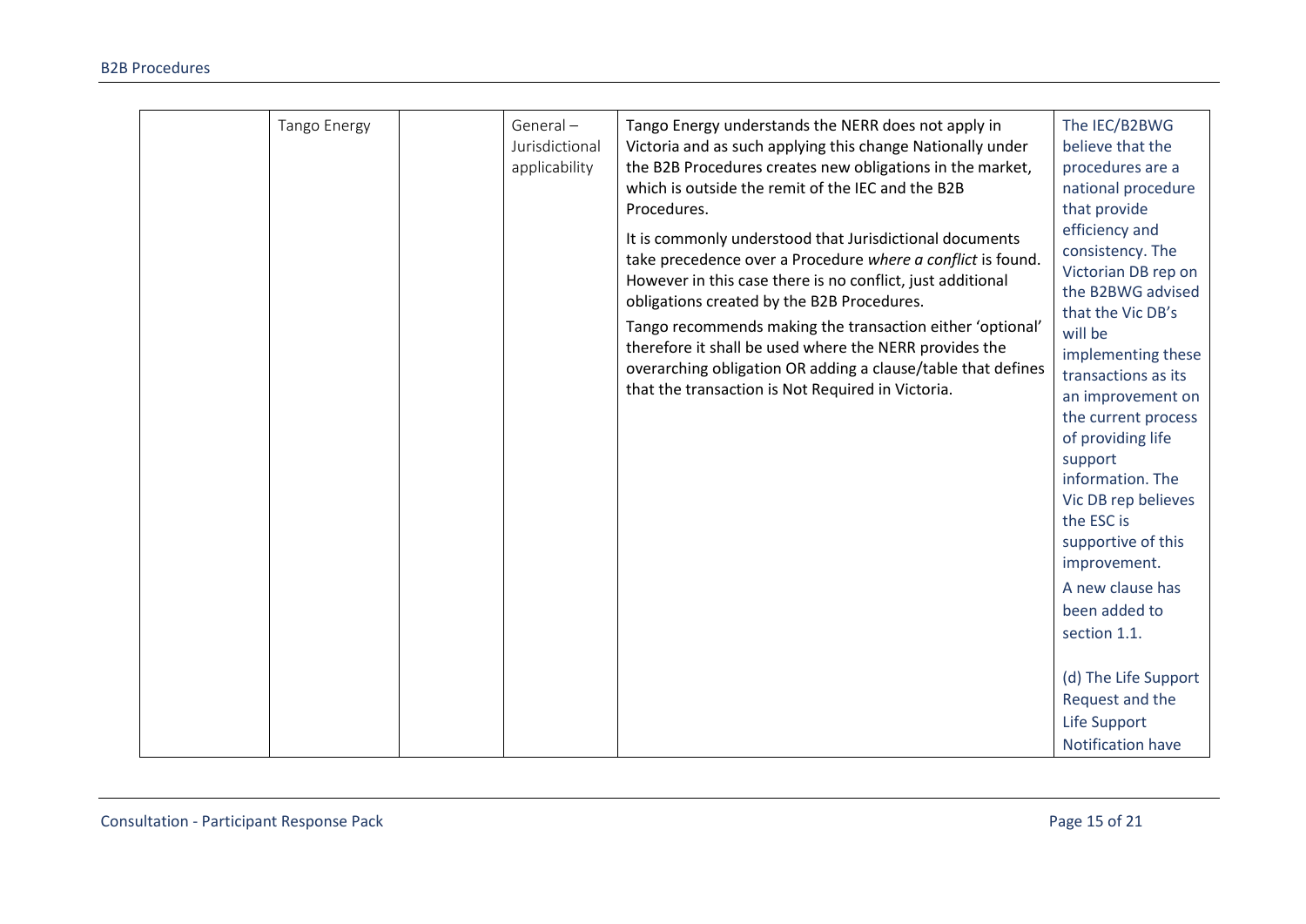| | | | | | |
|---|---|---|---|---|---|
| | Tango Energy | | General – Jurisdictional applicability | Tango Energy understands the NERR does not apply in Victoria and as such applying this change Nationally under the B2B Procedures creates new obligations in the market, which is outside the remit of the IEC and the B2B Procedures.<br><br>It is commonly understood that Jurisdictional documents take precedence over a Procedure *where a conflict* is found. However in this case there is no conflict, just additional obligations created by the B2B Procedures.<br><br>Tango recommends making the transaction either 'optional' therefore it shall be used where the NERR provides the overarching obligation OR adding a clause/table that defines that the transaction is Not Required in Victoria. | The IEC/B2BWG believe that the procedures are a national procedure that provide efficiency and consistency. The Victorian DB rep on the B2BWG advised that the Vic DB's will be implementing these transactions as its an improvement on the current process of providing life support information. The Vic DB rep believes the ESC is supportive of this improvement.<br><br>A new clause has been added to section 1.1.<br><br>(d) The Life Support Request and the Life Support Notification have |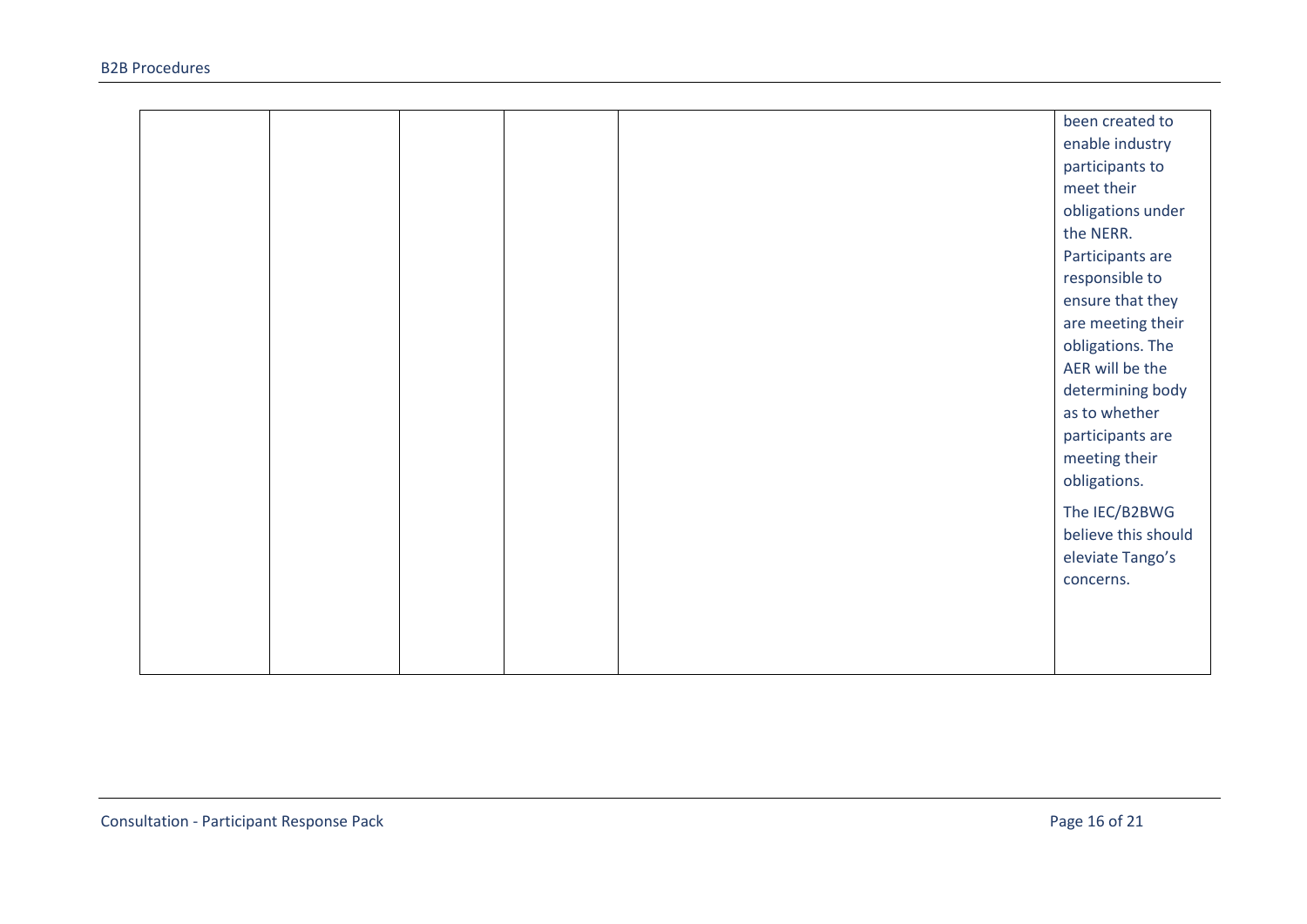| | | | | | |
|---|---|---|---|---|---|
| | | | | | been created to enable industry participants to meet their obligations under the NERR. Participants are responsible to ensure that they are meeting their obligations. The AER will be the determining body as to whether participants are meeting their obligations.<br><br>The IEC/B2BWG believe this should eleviate Tango's concerns. |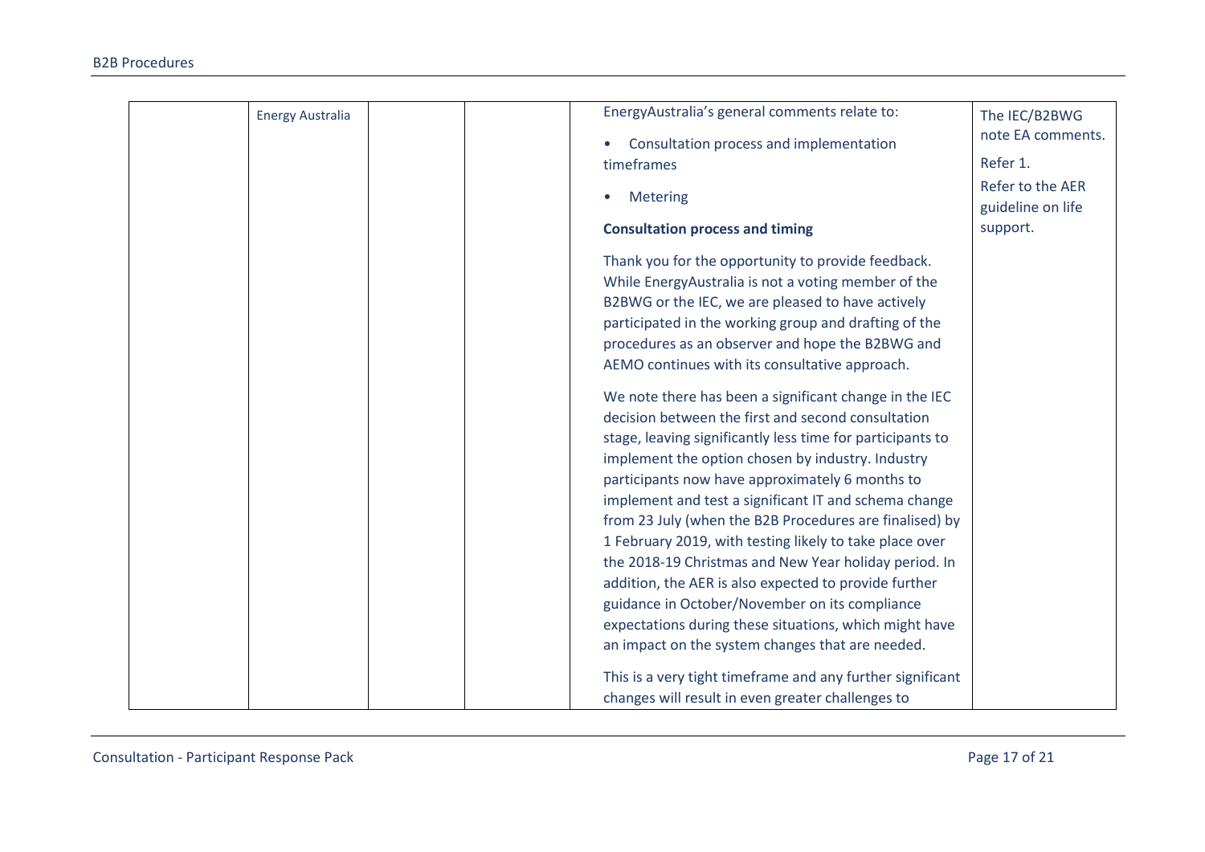| | | | | | |
|---|---|---|---|---|---|
| | Energy Australia | | | EnergyAustralia's general comments relate to:<br><br>• Consultation process and implementation timeframes<br><br>• Metering<br><br>**Consultation process and timing**<br><br>Thank you for the opportunity to provide feedback. While EnergyAustralia is not a voting member of the B2BWG or the IEC, we are pleased to have actively participated in the working group and drafting of the procedures as an observer and hope the B2BWG and AEMO continues with its consultative approach.<br><br>We note there has been a significant change in the IEC decision between the first and second consultation stage, leaving significantly less time for participants to implement the option chosen by industry. Industry participants now have approximately 6 months to implement and test a significant IT and schema change from 23 July (when the B2B Procedures are finalised) by 1 February 2019, with testing likely to take place over the 2018-19 Christmas and New Year holiday period. In addition, the AER is also expected to provide further guidance in October/November on its compliance expectations during these situations, which might have an impact on the system changes that are needed.<br><br>This is a very tight timeframe and any further significant changes will result in even greater challenges to | The IEC/B2BWG note EA comments.<br><br>Refer 1.<br><br>Refer to the AER guideline on life support. |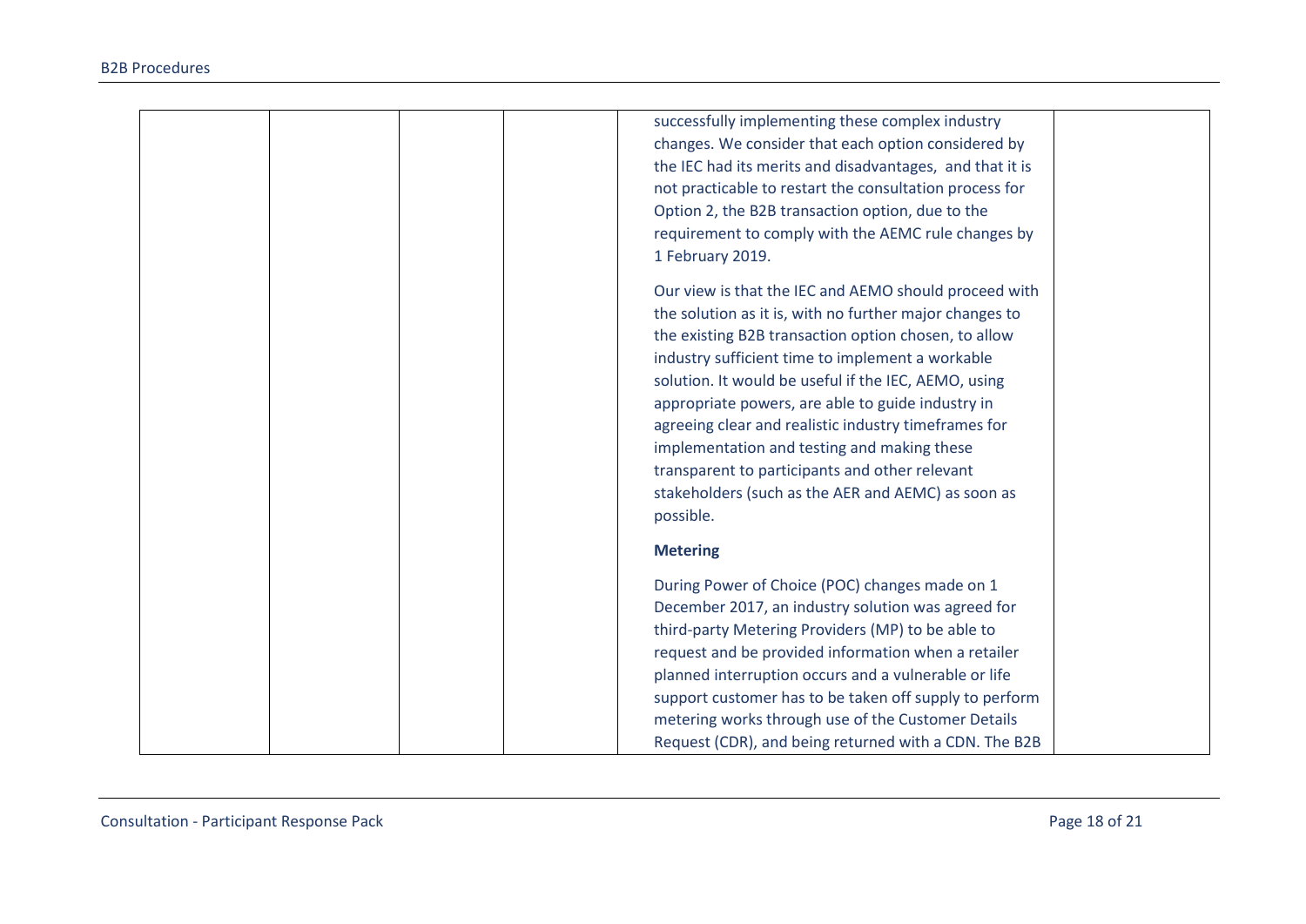|  |  |  |  | successfully implementing these complex industry changes. We consider that each option considered by the IEC had its merits and disadvantages, and that it is not practicable to restart the consultation process for Option 2, the B2B transaction option, due to the requirement to comply with the AEMC rule changes by 1 February 2019.<br><br>Our view is that the IEC and AEMO should proceed with the solution as it is, with no further major changes to the existing B2B transaction option chosen, to allow industry sufficient time to implement a workable solution. It would be useful if the IEC, AEMO, using appropriate powers, are able to guide industry in agreeing clear and realistic industry timeframes for implementation and testing and making these transparent to participants and other relevant stakeholders (such as the AER and AEMC) as soon as possible.<br><br>**Metering**<br><br>During Power of Choice (POC) changes made on 1 December 2017, an industry solution was agreed for third-party Metering Providers (MP) to be able to request and be provided information when a retailer planned interruption occurs and a vulnerable or life support customer has to be taken off supply to perform metering works through use of the Customer Details Request (CDR), and being returned with a CDN. The B2B |  |
|---|---|---|---|---|---|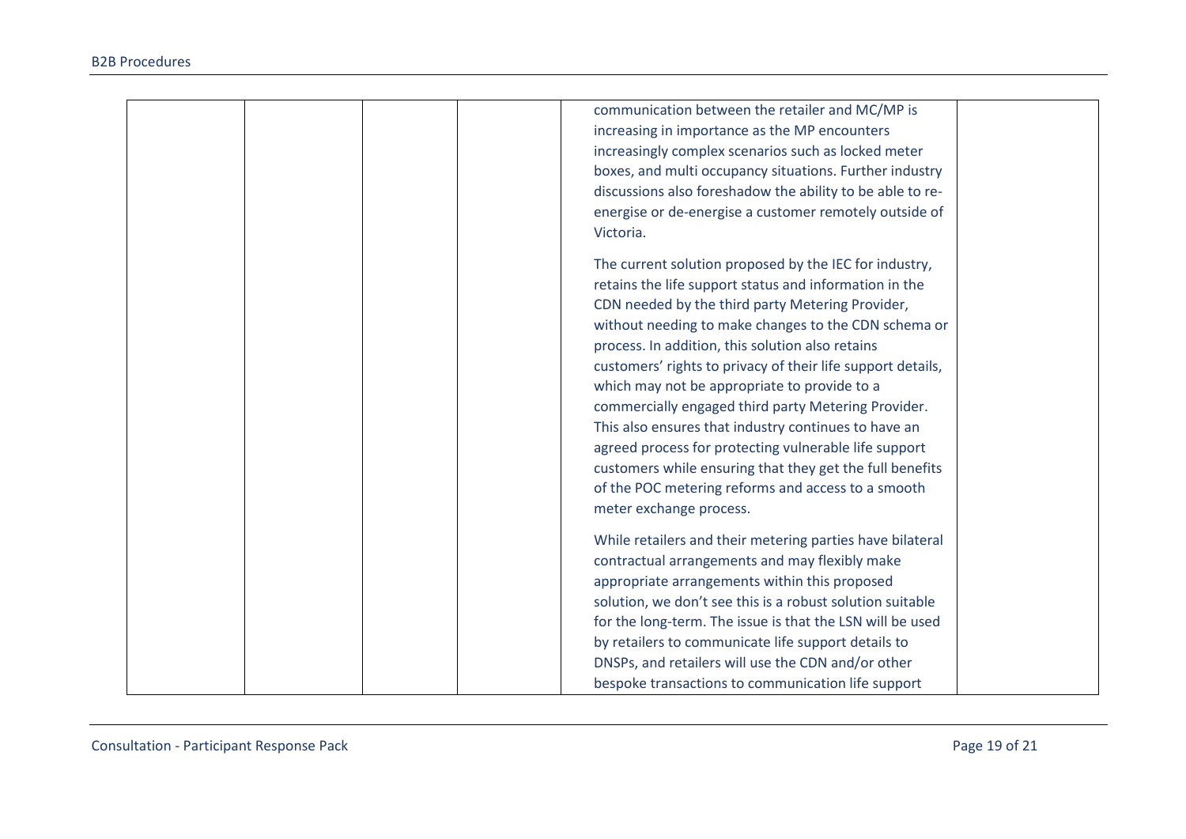| | | | | | |
|---|---|---|---|---|---|
| | | | | communication between the retailer and MC/MP is increasing in importance as the MP encounters increasingly complex scenarios such as locked meter boxes, and multi occupancy situations. Further industry discussions also foreshadow the ability to be able to re-energise or de-energise a customer remotely outside of Victoria.<br><br>The current solution proposed by the IEC for industry, retains the life support status and information in the CDN needed by the third party Metering Provider, without needing to make changes to the CDN schema or process. In addition, this solution also retains customers' rights to privacy of their life support details, which may not be appropriate to provide to a commercially engaged third party Metering Provider. This also ensures that industry continues to have an agreed process for protecting vulnerable life support customers while ensuring that they get the full benefits of the POC metering reforms and access to a smooth meter exchange process.<br><br>While retailers and their metering parties have bilateral contractual arrangements and may flexibly make appropriate arrangements within this proposed solution, we don't see this is a robust solution suitable for the long-term. The issue is that the LSN will be used by retailers to communicate life support details to DNSPs, and retailers will use the CDN and/or other bespoke transactions to communication life support | |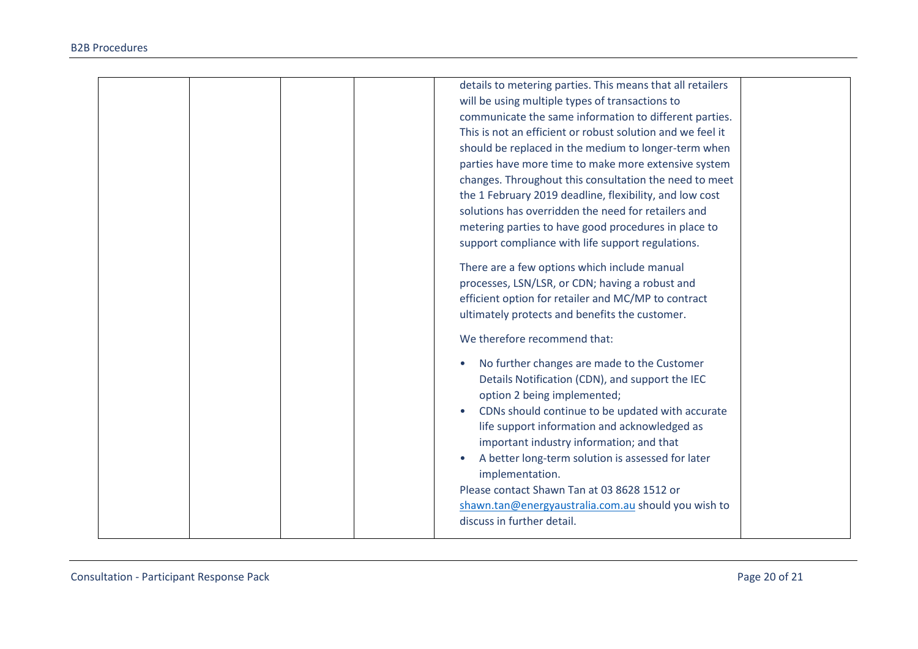|  |  |  |  | details to metering parties. This means that all retailers will be using multiple types of transactions to communicate the same information to different parties. This is not an efficient or robust solution and we feel it should be replaced in the medium to longer-term when parties have more time to make more extensive system changes. Throughout this consultation the need to meet the 1 February 2019 deadline, flexibility, and low cost solutions has overridden the need for retailers and metering parties to have good procedures in place to support compliance with life support regulations.<br><br>There are a few options which include manual processes, LSN/LSR, or CDN; having a robust and efficient option for retailer and MC/MP to contract ultimately protects and benefits the customer.<br><br>We therefore recommend that:<br><br>• No further changes are made to the Customer Details Notification (CDN), and support the IEC option 2 being implemented;<br>• CDNs should continue to be updated with accurate life support information and acknowledged as important industry information; and that<br>• A better long-term solution is assessed for later implementation.<br>Please contact Shawn Tan at 03 8628 1512 or shawn.tan@energyaustralia.com.au should you wish to discuss in further detail. |  |
|---|---|---|---|---|---|